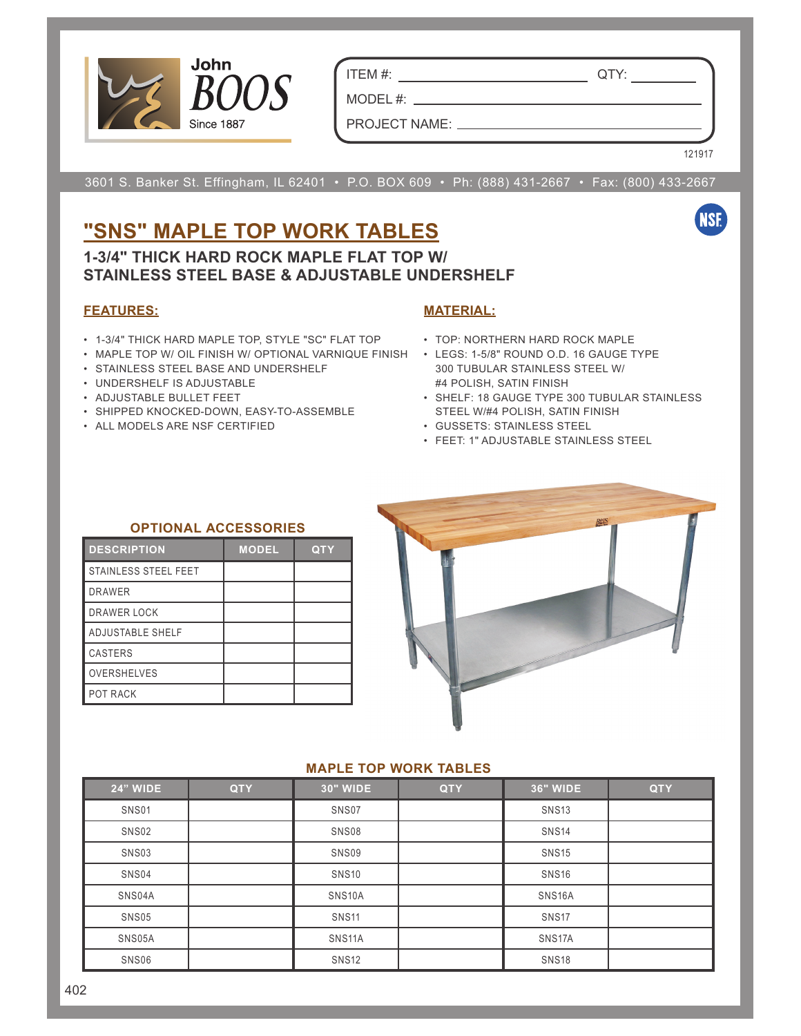John BOOS
Since 1887

ITEM #: ________________ QTY: ________

MODEL #: ________________________________

PROJECT NAME: ____________________________

121917

3601 S. Banker St. Effingham, IL 62401 • P.O. BOX 609 • Ph: (888) 431-2667 • Fax: (800) 433-2667

# "SNS" MAPLE TOP WORK TABLES

## 1-3/4" THICK HARD ROCK MAPLE FLAT TOP W/ STAINLESS STEEL BASE & ADJUSTABLE UNDERSHELF

### FEATURES:

- 1-3/4" THICK HARD MAPLE TOP, STYLE "SC" FLAT TOP
- MAPLE TOP W/ OIL FINISH W/ OPTIONAL VARNIQUE FINISH
- STAINLESS STEEL BASE AND UNDERSHELF
- UNDERSHELF IS ADJUSTABLE
- ADJUSTABLE BULLET FEET
- SHIPPED KNOCKED-DOWN, EASY-TO-ASSEMBLE
- ALL MODELS ARE NSF CERTIFIED

### MATERIAL:

- TOP: NORTHERN HARD ROCK MAPLE
- LEGS: 1-5/8" ROUND O.D. 16 GAUGE TYPE 300 TUBULAR STAINLESS STEEL W/ #4 POLISH, SATIN FINISH
- SHELF: 18 GAUGE TYPE 300 TUBULAR STAINLESS STEEL W/#4 POLISH, SATIN FINISH
- GUSSETS: STAINLESS STEEL
- FEET: 1" ADJUSTABLE STAINLESS STEEL

### OPTIONAL ACCESSORIES

| DESCRIPTION | MODEL | QTY |
|---|---|---|
| STAINLESS STEEL FEET | | |
| DRAWER | | |
| DRAWER LOCK | | |
| ADJUSTABLE SHELF | | |
| CASTERS | | |
| OVERSHELVES | | |
| POT RACK | | |

### MAPLE TOP WORK TABLES

| 24" WIDE | QTY | 30" WIDE | QTY | 36" WIDE | QTY |
|---|---|---|---|---|---|
| SNS01 | | SNS07 | | SNS13 | |
| SNS02 | | SNS08 | | SNS14 | |
| SNS03 | | SNS09 | | SNS15 | |
| SNS04 | | SNS10 | | SNS16 | |
| SNS04A | | SNS10A | | SNS16A | |
| SNS05 | | SNS11 | | SNS17 | |
| SNS05A | | SNS11A | | SNS17A | |
| SNS06 | | SNS12 | | SNS18 | |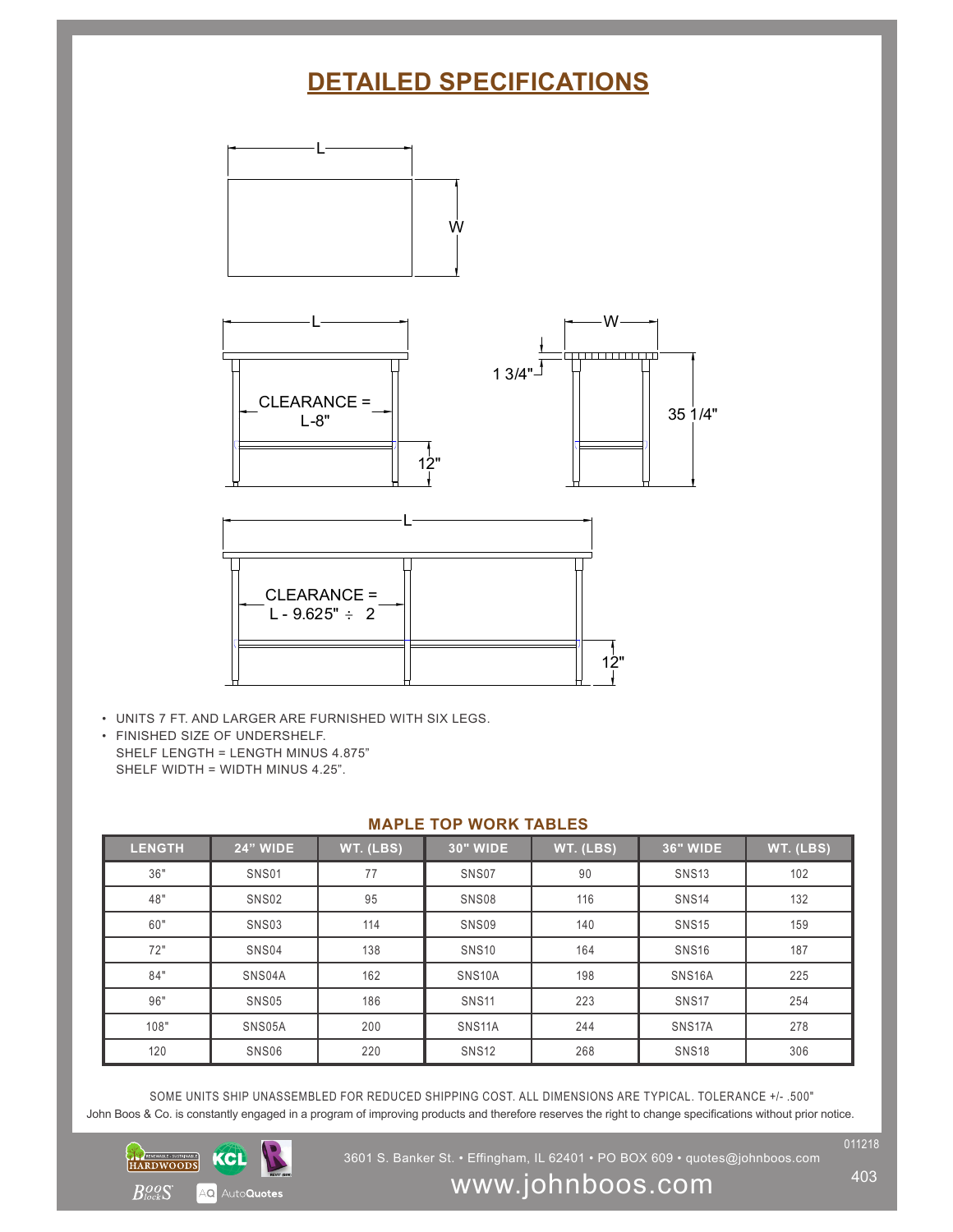# DETAILED SPECIFICATIONS

L

W

L

CLEARANCE = L-8"

12"

W

1 3/4"

35 1/4"

L

CLEARANCE = L - 9.625" ÷ 2

12"

- UNITS 7 FT. AND LARGER ARE FURNISHED WITH SIX LEGS.
- FINISHED SIZE OF UNDERSHELF.
  SHELF LENGTH = LENGTH MINUS 4.875"
  SHELF WIDTH = WIDTH MINUS 4.25".

## MAPLE TOP WORK TABLES

| LENGTH | 24" WIDE | WT. (LBS) | 30" WIDE | WT. (LBS) | 36" WIDE | WT. (LBS) |
|---|---|---|---|---|---|---|
| 36" | SNS01 | 77 | SNS07 | 90 | SNS13 | 102 |
| 48" | SNS02 | 95 | SNS08 | 116 | SNS14 | 132 |
| 60" | SNS03 | 114 | SNS09 | 140 | SNS15 | 159 |
| 72" | SNS04 | 138 | SNS10 | 164 | SNS16 | 187 |
| 84" | SNS04A | 162 | SNS10A | 198 | SNS16A | 225 |
| 96" | SNS05 | 186 | SNS11 | 223 | SNS17 | 254 |
| 108" | SNS05A | 200 | SNS11A | 244 | SNS17A | 278 |
| 120 | SNS06 | 220 | SNS12 | 268 | SNS18 | 306 |

SOME UNITS SHIP UNASSEMBLED FOR REDUCED SHIPPING COST. ALL DIMENSIONS ARE TYPICAL. TOLERANCE +/- .500"

John Boos & Co. is constantly engaged in a program of improving products and therefore reserves the right to change specifications without prior notice.

3601 S. Banker St. • Effingham, IL 62401 • PO BOX 609 • quotes@johnboos.com

www.johnboos.com

011218